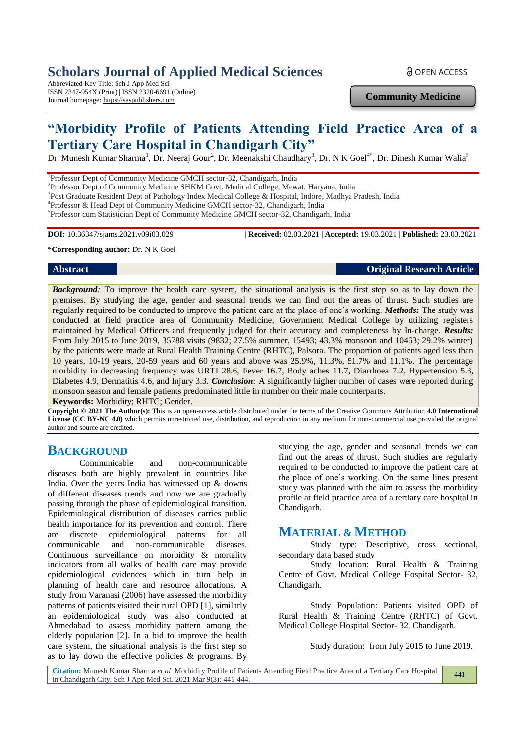Scholars Journal of Applied Medical Sciences
Abbreviated Key Title: Sch J App Med Sci
ISSN 2347-954X (Print) | ISSN 2320-6691 (Online)
Journal homepage: https://saspublishers.com

OPEN ACCESS

**Community Medicine**

# "Morbidity Profile of Patients Attending Field Practice Area of a Tertiary Care Hospital in Chandigarh City"

Dr. Munesh Kumar Sharma[1], Dr. Neeraj Gour[2], Dr. Meenakshi Chaudhary[3], Dr. N K Goel[4*], Dr. Dinesh Kumar Walia[5]

[1]Professor Dept of Community Medicine GMCH sector-32, Chandigarh, India
[2]Professor Dept of Community Medicine SHKM Govt. Medical College, Mewat, Haryana, India
[3]Post Graduate Resident Dept of Pathology Index Medical College & Hospital, Indore, Madhya Pradesh, India
[4]Professor & Head Dept of Community Medicine GMCH sector-32, Chandigarh, India
[5]Professor cum Statistician Dept of Community Medicine GMCH sector-32, Chandigarh, India

**DOI:** 10.36347/sjams.2021.v09i03.029 | **Received:** 02.03.2021 | **Accepted:** 19.03.2021 | **Published:** 23.03.2021

**\*Corresponding author:** Dr. N K Goel

**Abstract** **Original Research Article**

***Background:*** To improve the health care system, the situational analysis is the first step so as to lay down the premises. By studying the age, gender and seasonal trends we can find out the areas of thrust. Such studies are regularly required to be conducted to improve the patient care at the place of one's working. ***Methods:*** The study was conducted at field practice area of Community Medicine, Government Medical College by utilizing registers maintained by Medical Officers and frequently judged for their accuracy and completeness by In-charge. ***Results:*** From July 2015 to June 2019, 35788 visits (9832; 27.5% summer, 15493; 43.3% monsoon and 10463; 29.2% winter) by the patients were made at Rural Health Training Centre (RHTC), Palsora. The proportion of patients aged less than 10 years, 10-19 years, 20-59 years and 60 years and above was 25.9%, 11.3%, 51.7% and 11.1%. The percentage morbidity in decreasing frequency was URTI 28.6, Fever 16.7, Body aches 11.7, Diarrhoea 7.2, Hypertension 5.3, Diabetes 4.9, Dermatitis 4.6, and Injury 3.3. ***Conclusion:*** A significantly higher number of cases were reported during monsoon season and female patients predominated little in number on their male counterparts.

**Keywords:** Morbidity; RHTC; Gender.

**Copyright © 2021 The Author(s):** This is an open-access article distributed under the terms of the Creative Commons Attribution **4.0 International License (CC BY-NC 4.0)** which permits unrestricted use, distribution, and reproduction in any medium for non-commercial use provided the original author and source are credited.

## BACKGROUND

Communicable and non-communicable diseases both are highly prevalent in countries like India. Over the years India has witnessed up & downs of different diseases trends and now we are gradually passing through the phase of epidemiological transition. Epidemiological distribution of diseases carries public health importance for its prevention and control. There are discrete epidemiological patterns for all communicable and non-communicable diseases. Continuous surveillance on morbidity & mortality indicators from all walks of health care may provide epidemiological evidences which in turn help in planning of health care and resource allocations. A study from Varanasi (2006) have assessed the morbidity patterns of patients visited their rural OPD [1], similarly an epidemiological study was also conducted at Ahmedabad to assess morbidity pattern among the elderly population [2]. In a bid to improve the health care system, the situational analysis is the first step so as to lay down the effective policies & programs. By studying the age, gender and seasonal trends we can find out the areas of thrust. Such studies are regularly required to be conducted to improve the patient care at the place of one's working. On the same lines present study was planned with the aim to assess the morbidity profile at field practice area of a tertiary care hospital in Chandigarh.

## MATERIAL & METHOD

Study type: Descriptive, cross sectional, secondary data based study

Study location: Rural Health & Training Centre of Govt. Medical College Hospital Sector- 32, Chandigarh.

Study Population: Patients visited OPD of Rural Health & Training Centre (RHTC) of Govt. Medical College Hospital Sector- 32, Chandigarh.

Study duration: from July 2015 to June 2019.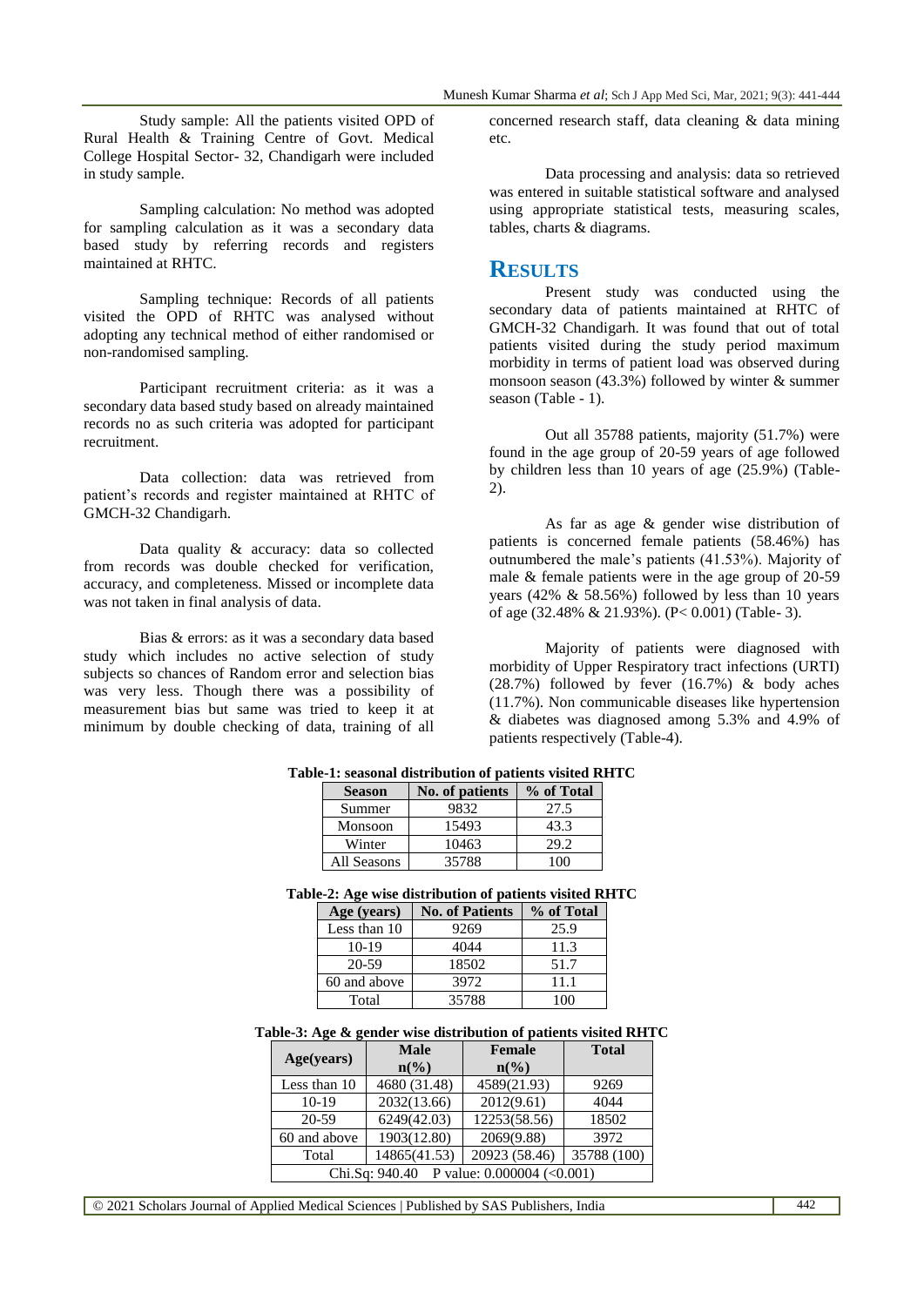Study sample: All the patients visited OPD of Rural Health & Training Centre of Govt. Medical College Hospital Sector- 32, Chandigarh were included in study sample.

Sampling calculation: No method was adopted for sampling calculation as it was a secondary data based study by referring records and registers maintained at RHTC.

Sampling technique: Records of all patients visited the OPD of RHTC was analysed without adopting any technical method of either randomised or non-randomised sampling.

Participant recruitment criteria: as it was a secondary data based study based on already maintained records no as such criteria was adopted for participant recruitment.

Data collection: data was retrieved from patient's records and register maintained at RHTC of GMCH-32 Chandigarh.

Data quality & accuracy: data so collected from records was double checked for verification, accuracy, and completeness. Missed or incomplete data was not taken in final analysis of data.

Bias & errors: as it was a secondary data based study which includes no active selection of study subjects so chances of Random error and selection bias was very less. Though there was a possibility of measurement bias but same was tried to keep it at minimum by double checking of data, training of all concerned research staff, data cleaning & data mining etc.

Data processing and analysis: data so retrieved was entered in suitable statistical software and analysed using appropriate statistical tests, measuring scales, tables, charts & diagrams.

## RESULTS

Present study was conducted using the secondary data of patients maintained at RHTC of GMCH-32 Chandigarh. It was found that out of total patients visited during the study period maximum morbidity in terms of patient load was observed during monsoon season (43.3%) followed by winter & summer season (Table - 1).

Out all 35788 patients, majority (51.7%) were found in the age group of 20-59 years of age followed by children less than 10 years of age (25.9%) (Table-2).

As far as age & gender wise distribution of patients is concerned female patients (58.46%) has outnumbered the male's patients (41.53%). Majority of male & female patients were in the age group of 20-59 years (42% & 58.56%) followed by less than 10 years of age (32.48% & 21.93%). (P< 0.001) (Table- 3).

Majority of patients were diagnosed with morbidity of Upper Respiratory tract infections (URTI) (28.7%) followed by fever (16.7%) & body aches (11.7%). Non communicable diseases like hypertension & diabetes was diagnosed among 5.3% and 4.9% of patients respectively (Table-4).

**Table-1: seasonal distribution of patients visited RHTC**

| Season | No. of patients | % of Total |
|---|---|---|
| Summer | 9832 | 27.5 |
| Monsoon | 15493 | 43.3 |
| Winter | 10463 | 29.2 |
| All Seasons | 35788 | 100 |

**Table-2: Age wise distribution of patients visited RHTC**

| Age (years) | No. of Patients | % of Total |
|---|---|---|
| Less than 10 | 9269 | 25.9 |
| 10-19 | 4044 | 11.3 |
| 20-59 | 18502 | 51.7 |
| 60 and above | 3972 | 11.1 |
| Total | 35788 | 100 |

**Table-3: Age & gender wise distribution of patients visited RHTC**

| Age(years) | Male n(%) | Female n(%) | Total |
|---|---|---|---|
| Less than 10 | 4680 (31.48) | 4589(21.93) | 9269 |
| 10-19 | 2032(13.66) | 2012(9.61) | 4044 |
| 20-59 | 6249(42.03) | 12253(58.56) | 18502 |
| 60 and above | 1903(12.80) | 2069(9.88) | 3972 |
| Total | 14865(41.53) | 20923 (58.46) | 35788 (100) |
| Chi.Sq: 940.40 P value: 0.000004 (<0.001) | | | |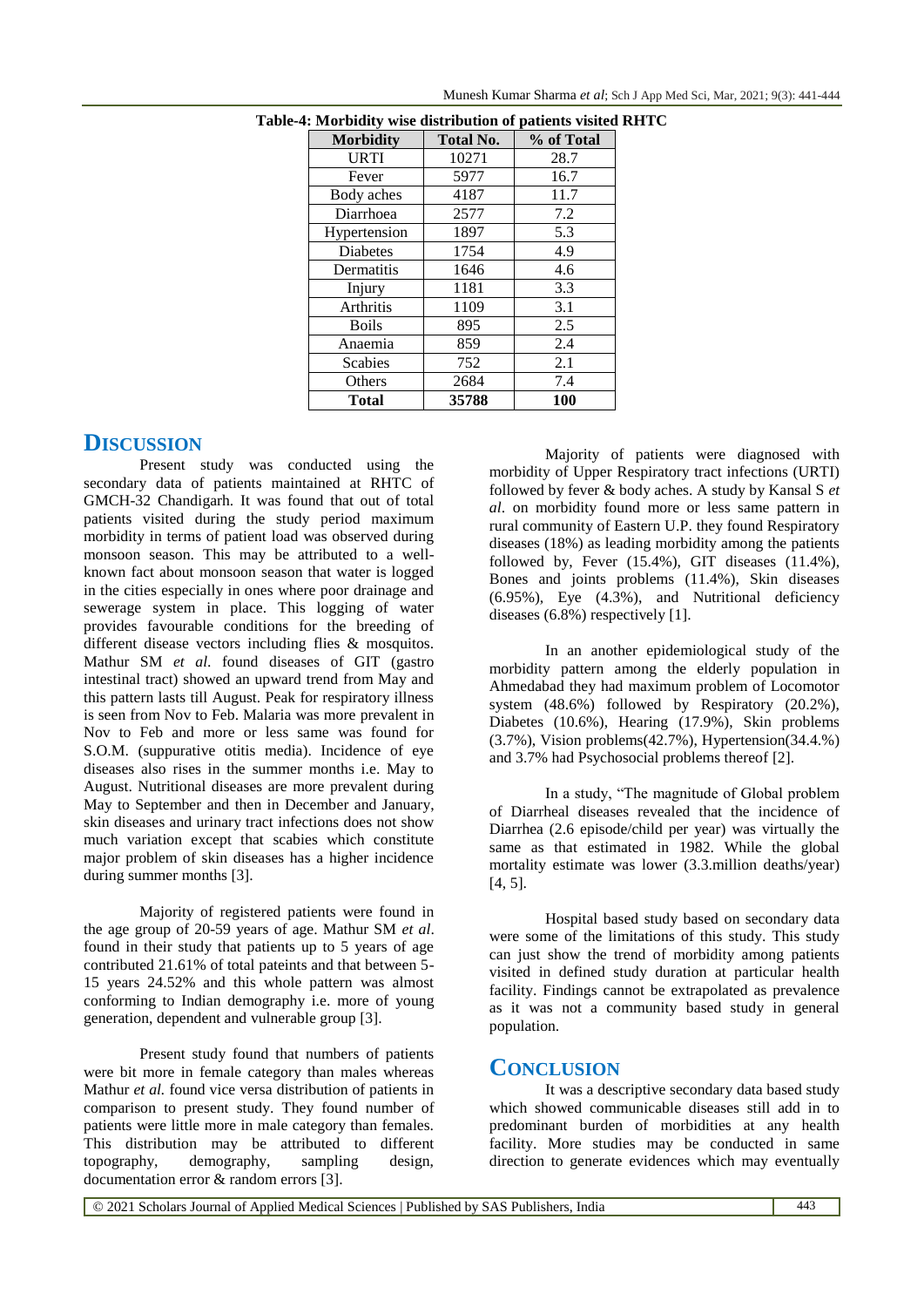**Table-4: Morbidity wise distribution of patients visited RHTC**

| Morbidity | Total No. | % of Total |
|---|---|---|
| URTI | 10271 | 28.7 |
| Fever | 5977 | 16.7 |
| Body aches | 4187 | 11.7 |
| Diarrhoea | 2577 | 7.2 |
| Hypertension | 1897 | 5.3 |
| Diabetes | 1754 | 4.9 |
| Dermatitis | 1646 | 4.6 |
| Injury | 1181 | 3.3 |
| Arthritis | 1109 | 3.1 |
| Boils | 895 | 2.5 |
| Anaemia | 859 | 2.4 |
| Scabies | 752 | 2.1 |
| Others | 2684 | 7.4 |
| **Total** | **35788** | **100** |

## DISCUSSION

Present study was conducted using the secondary data of patients maintained at RHTC of GMCH-32 Chandigarh. It was found that out of total patients visited during the study period maximum morbidity in terms of patient load was observed during monsoon season. This may be attributed to a well-known fact about monsoon season that water is logged in the cities especially in ones where poor drainage and sewerage system in place. This logging of water provides favourable conditions for the breeding of different disease vectors including flies & mosquitos. Mathur SM *et al*. found diseases of GIT (gastro intestinal tract) showed an upward trend from May and this pattern lasts till August. Peak for respiratory illness is seen from Nov to Feb. Malaria was more prevalent in Nov to Feb and more or less same was found for S.O.M. (suppurative otitis media). Incidence of eye diseases also rises in the summer months i.e. May to August. Nutritional diseases are more prevalent during May to September and then in December and January, skin diseases and urinary tract infections does not show much variation except that scabies which constitute major problem of skin diseases has a higher incidence during summer months [3].

Majority of registered patients were found in the age group of 20-59 years of age. Mathur SM *et al*. found in their study that patients up to 5 years of age contributed 21.61% of total pateints and that between 5-15 years 24.52% and this whole pattern was almost conforming to Indian demography i.e. more of young generation, dependent and vulnerable group [3].

Present study found that numbers of patients were bit more in female category than males whereas Mathur *et al.* found vice versa distribution of patients in comparison to present study. They found number of patients were little more in male category than females. This distribution may be attributed to different topography, demography, sampling design, documentation error & random errors [3].

Majority of patients were diagnosed with morbidity of Upper Respiratory tract infections (URTI) followed by fever & body aches. A study by Kansal S *et al*. on morbidity found more or less same pattern in rural community of Eastern U.P. they found Respiratory diseases (18%) as leading morbidity among the patients followed by, Fever (15.4%), GIT diseases (11.4%), Bones and joints problems (11.4%), Skin diseases (6.95%), Eye (4.3%), and Nutritional deficiency diseases (6.8%) respectively [1].

In an another epidemiological study of the morbidity pattern among the elderly population in Ahmedabad they had maximum problem of Locomotor system (48.6%) followed by Respiratory (20.2%), Diabetes (10.6%), Hearing (17.9%), Skin problems (3.7%), Vision problems(42.7%), Hypertension(34.4.%) and 3.7% had Psychosocial problems thereof [2].

In a study, "The magnitude of Global problem of Diarrheal diseases revealed that the incidence of Diarrhea (2.6 episode/child per year) was virtually the same as that estimated in 1982. While the global mortality estimate was lower (3.3.million deaths/year) [4, 5].

Hospital based study based on secondary data were some of the limitations of this study. This study can just show the trend of morbidity among patients visited in defined study duration at particular health facility. Findings cannot be extrapolated as prevalence as it was not a community based study in general population.

## CONCLUSION

It was a descriptive secondary data based study which showed communicable diseases still add in to predominant burden of morbidities at any health facility. More studies may be conducted in same direction to generate evidences which may eventually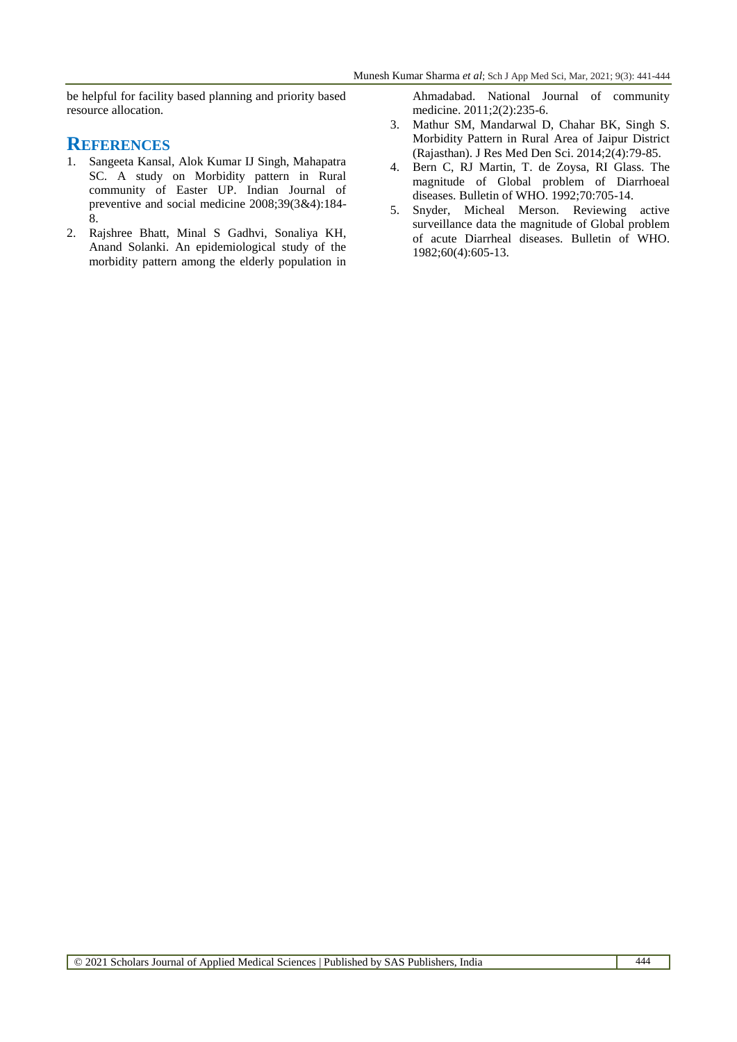be helpful for facility based planning and priority based resource allocation.

## REFERENCES

1. Sangeeta Kansal, Alok Kumar IJ Singh, Mahapatra SC. A study on Morbidity pattern in Rural community of Easter UP. Indian Journal of preventive and social medicine 2008;39(3&4):184-8.
2. Rajshree Bhatt, Minal S Gadhvi, Sonaliya KH, Anand Solanki. An epidemiological study of the morbidity pattern among the elderly population in Ahmadabad. National Journal of community medicine. 2011;2(2):235-6.
3. Mathur SM, Mandarwal D, Chahar BK, Singh S. Morbidity Pattern in Rural Area of Jaipur District (Rajasthan). J Res Med Den Sci. 2014;2(4):79-85.
4. Bern C, RJ Martin, T. de Zoysa, RI Glass. The magnitude of Global problem of Diarrhoeal diseases. Bulletin of WHO. 1992;70:705-14.
5. Snyder, Micheal Merson. Reviewing active surveillance data the magnitude of Global problem of acute Diarrheal diseases. Bulletin of WHO. 1982;60(4):605-13.